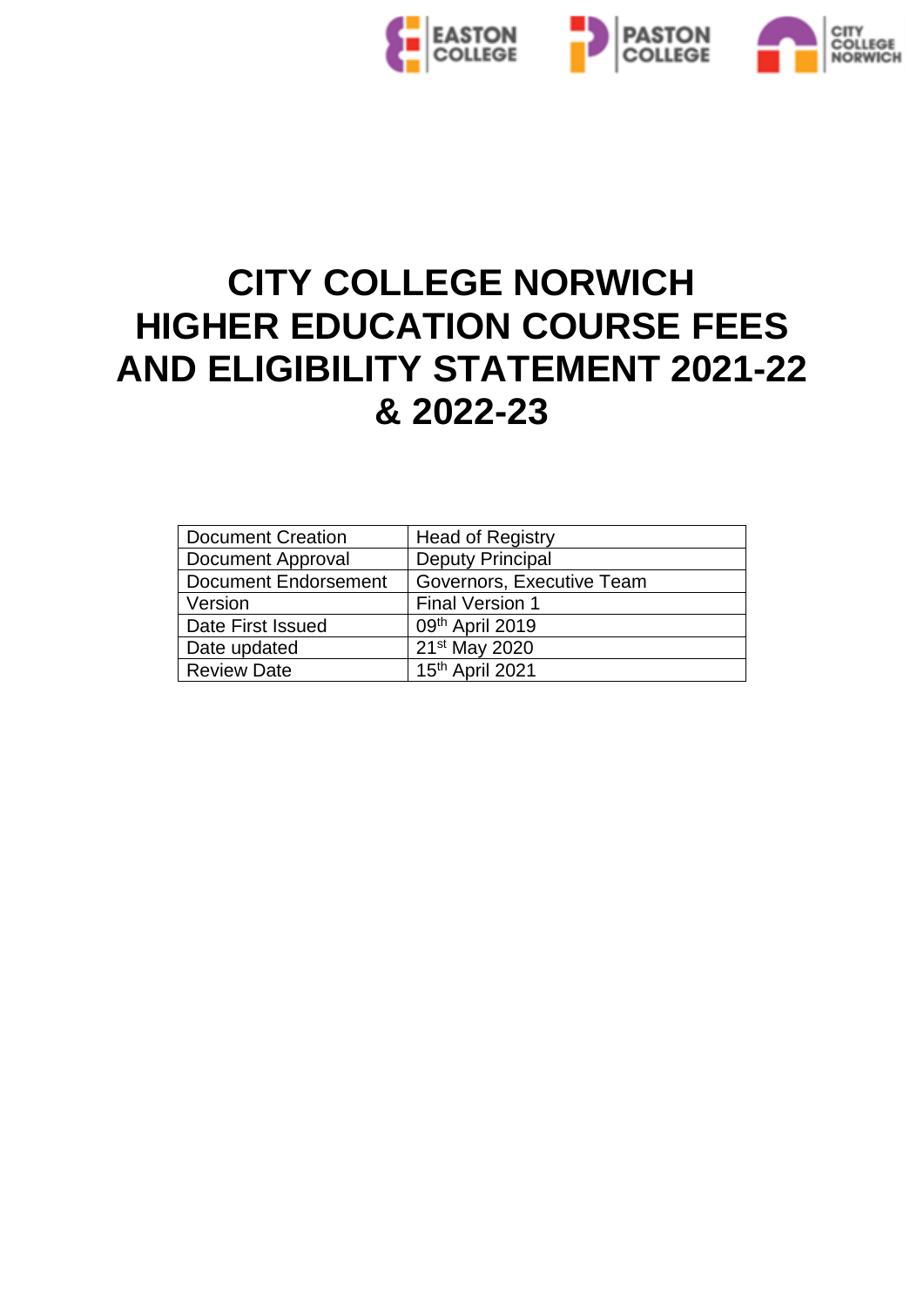# CITY COLLEGE NORWICH HIGHER EDUCATION COURSE FEES AND ELIGIBILITY STATEMENT 2021-22 & 2022-23

| Document Creation | Head of Registry |
|---|---|
| Document Approval | Deputy Principal |
| Document Endorsement | Governors, Executive Team |
| Version | Final Version 1 |
| Date First Issued | 09th April 2019 |
| Date updated | 21st May 2020 |
| Review Date | 15th April 2021 |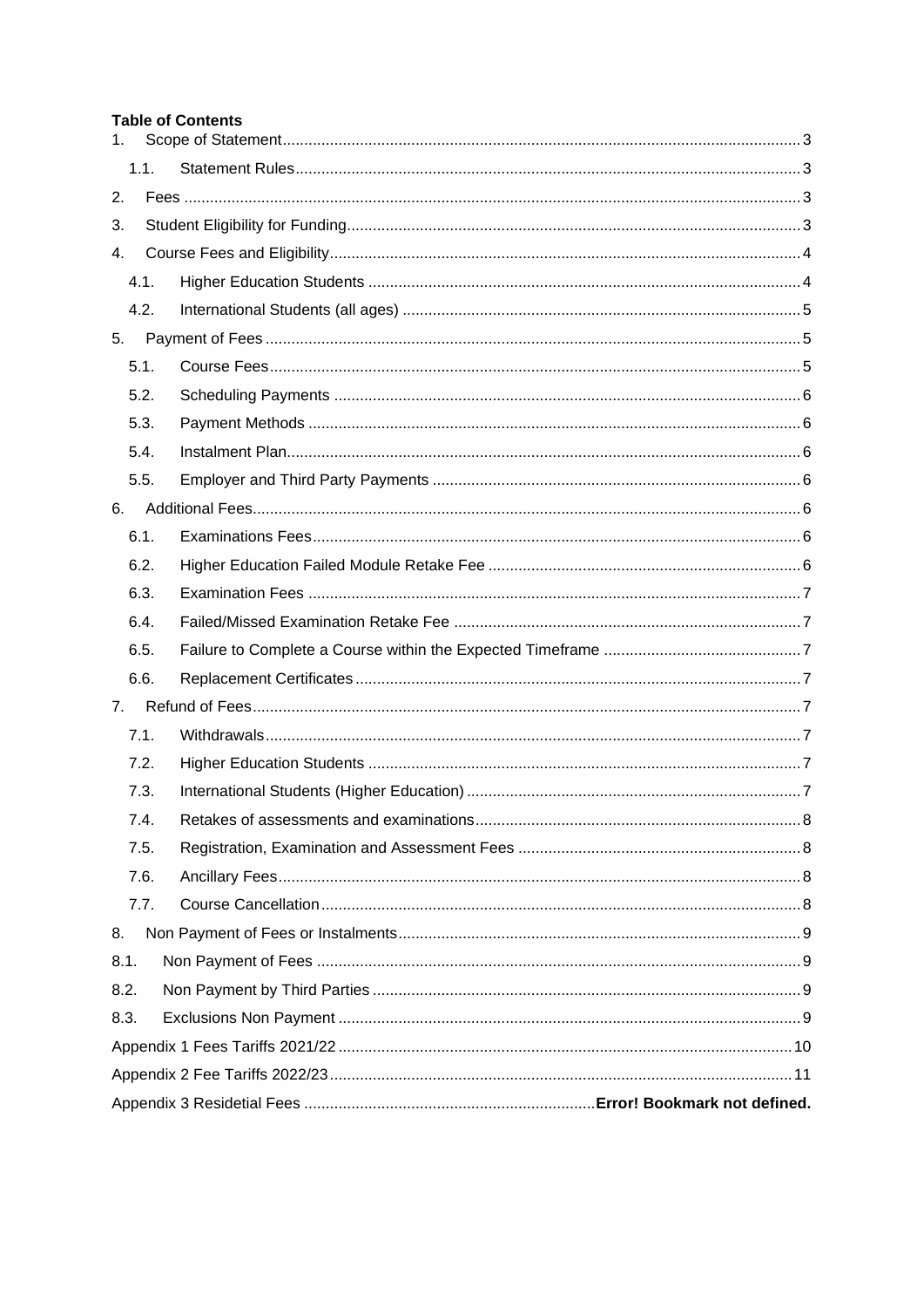**Table of Contents**

1. Scope of Statement ........ 3
   1.1. Statement Rules ........ 3
2. Fees ........ 3
3. Student Eligibility for Funding ........ 3
4. Course Fees and Eligibility ........ 4
   4.1. Higher Education Students ........ 4
   4.2. International Students (all ages) ........ 5
5. Payment of Fees ........ 5
   5.1. Course Fees ........ 5
   5.2. Scheduling Payments ........ 6
   5.3. Payment Methods ........ 6
   5.4. Instalment Plan ........ 6
   5.5. Employer and Third Party Payments ........ 6
6. Additional Fees ........ 6
   6.1. Examinations Fees ........ 6
   6.2. Higher Education Failed Module Retake Fee ........ 6
   6.3. Examination Fees ........ 7
   6.4. Failed/Missed Examination Retake Fee ........ 7
   6.5. Failure to Complete a Course within the Expected Timeframe ........ 7
   6.6. Replacement Certificates ........ 7
7. Refund of Fees ........ 7
   7.1. Withdrawals ........ 7
   7.2. Higher Education Students ........ 7
   7.3. International Students (Higher Education) ........ 7
   7.4. Retakes of assessments and examinations ........ 8
   7.5. Registration, Examination and Assessment Fees ........ 8
   7.6. Ancillary Fees ........ 8
   7.7. Course Cancellation ........ 8
8. Non Payment of Fees or Instalments ........ 9

8.1. Non Payment of Fees ........ 9

8.2. Non Payment by Third Parties ........ 9

8.3. Exclusions Non Payment ........ 9

Appendix 1 Fees Tariffs 2021/22 ........ 10

Appendix 2 Fee Tariffs 2022/23 ........ 11

Appendix 3 Residetial Fees ........ **Error! Bookmark not defined.**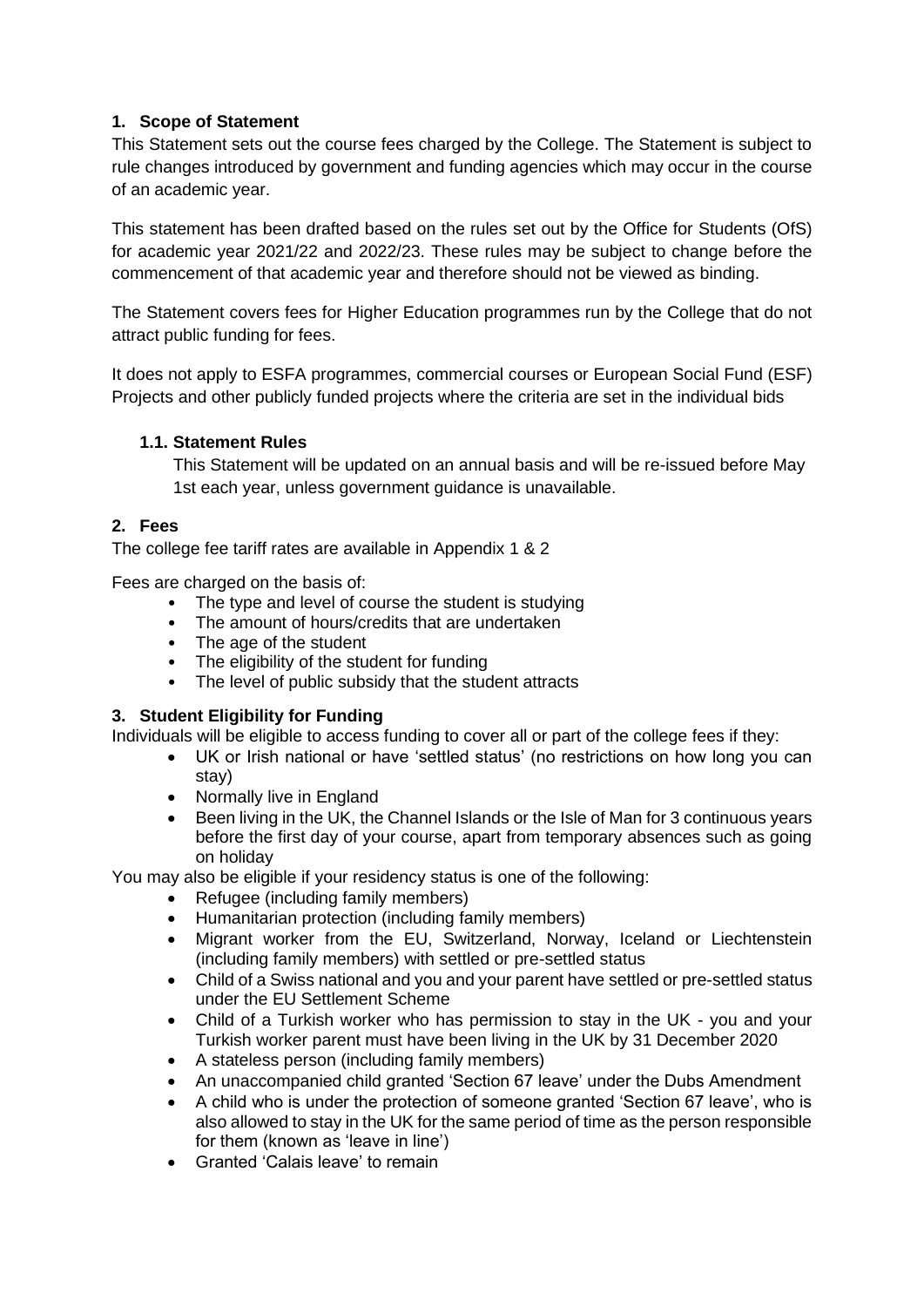## 1. Scope of Statement

This Statement sets out the course fees charged by the College. The Statement is subject to rule changes introduced by government and funding agencies which may occur in the course of an academic year.

This statement has been drafted based on the rules set out by the Office for Students (OfS) for academic year 2021/22 and 2022/23. These rules may be subject to change before the commencement of that academic year and therefore should not be viewed as binding.

The Statement covers fees for Higher Education programmes run by the College that do not attract public funding for fees.

It does not apply to ESFA programmes, commercial courses or European Social Fund (ESF) Projects and other publicly funded projects where the criteria are set in the individual bids

### 1.1. Statement Rules

This Statement will be updated on an annual basis and will be re-issued before May 1st each year, unless government guidance is unavailable.

## 2. Fees

The college fee tariff rates are available in Appendix 1 & 2

Fees are charged on the basis of:

- The type and level of course the student is studying
- The amount of hours/credits that are undertaken
- The age of the student
- The eligibility of the student for funding
- The level of public subsidy that the student attracts

## 3. Student Eligibility for Funding

Individuals will be eligible to access funding to cover all or part of the college fees if they:

- UK or Irish national or have 'settled status' (no restrictions on how long you can stay)
- Normally live in England
- Been living in the UK, the Channel Islands or the Isle of Man for 3 continuous years before the first day of your course, apart from temporary absences such as going on holiday

You may also be eligible if your residency status is one of the following:

- Refugee (including family members)
- Humanitarian protection (including family members)
- Migrant worker from the EU, Switzerland, Norway, Iceland or Liechtenstein (including family members) with settled or pre-settled status
- Child of a Swiss national and you and your parent have settled or pre-settled status under the EU Settlement Scheme
- Child of a Turkish worker who has permission to stay in the UK - you and your Turkish worker parent must have been living in the UK by 31 December 2020
- A stateless person (including family members)
- An unaccompanied child granted 'Section 67 leave' under the Dubs Amendment
- A child who is under the protection of someone granted 'Section 67 leave', who is also allowed to stay in the UK for the same period of time as the person responsible for them (known as 'leave in line')
- Granted 'Calais leave' to remain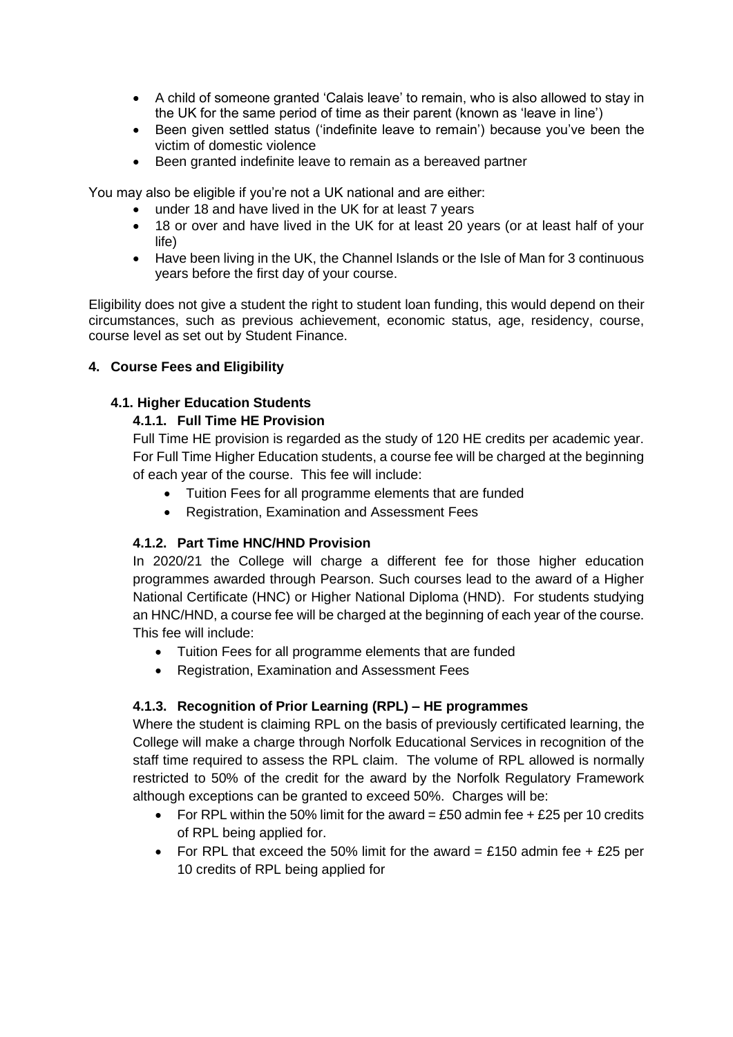- A child of someone granted 'Calais leave' to remain, who is also allowed to stay in the UK for the same period of time as their parent (known as 'leave in line')
- Been given settled status ('indefinite leave to remain') because you've been the victim of domestic violence
- Been granted indefinite leave to remain as a bereaved partner

You may also be eligible if you're not a UK national and are either:

- under 18 and have lived in the UK for at least 7 years
- 18 or over and have lived in the UK for at least 20 years (or at least half of your life)
- Have been living in the UK, the Channel Islands or the Isle of Man for 3 continuous years before the first day of your course.

Eligibility does not give a student the right to student loan funding, this would depend on their circumstances, such as previous achievement, economic status, age, residency, course, course level as set out by Student Finance.

## 4. Course Fees and Eligibility

### 4.1. Higher Education Students

#### 4.1.1. Full Time HE Provision

Full Time HE provision is regarded as the study of 120 HE credits per academic year. For Full Time Higher Education students, a course fee will be charged at the beginning of each year of the course. This fee will include:

- Tuition Fees for all programme elements that are funded
- Registration, Examination and Assessment Fees

#### 4.1.2. Part Time HNC/HND Provision

In 2020/21 the College will charge a different fee for those higher education programmes awarded through Pearson. Such courses lead to the award of a Higher National Certificate (HNC) or Higher National Diploma (HND). For students studying an HNC/HND, a course fee will be charged at the beginning of each year of the course. This fee will include:

- Tuition Fees for all programme elements that are funded
- Registration, Examination and Assessment Fees

#### 4.1.3. Recognition of Prior Learning (RPL) – HE programmes

Where the student is claiming RPL on the basis of previously certificated learning, the College will make a charge through Norfolk Educational Services in recognition of the staff time required to assess the RPL claim. The volume of RPL allowed is normally restricted to 50% of the credit for the award by the Norfolk Regulatory Framework although exceptions can be granted to exceed 50%. Charges will be:

- For RPL within the 50% limit for the award = £50 admin fee + £25 per 10 credits of RPL being applied for.
- For RPL that exceed the 50% limit for the award = £150 admin fee + £25 per 10 credits of RPL being applied for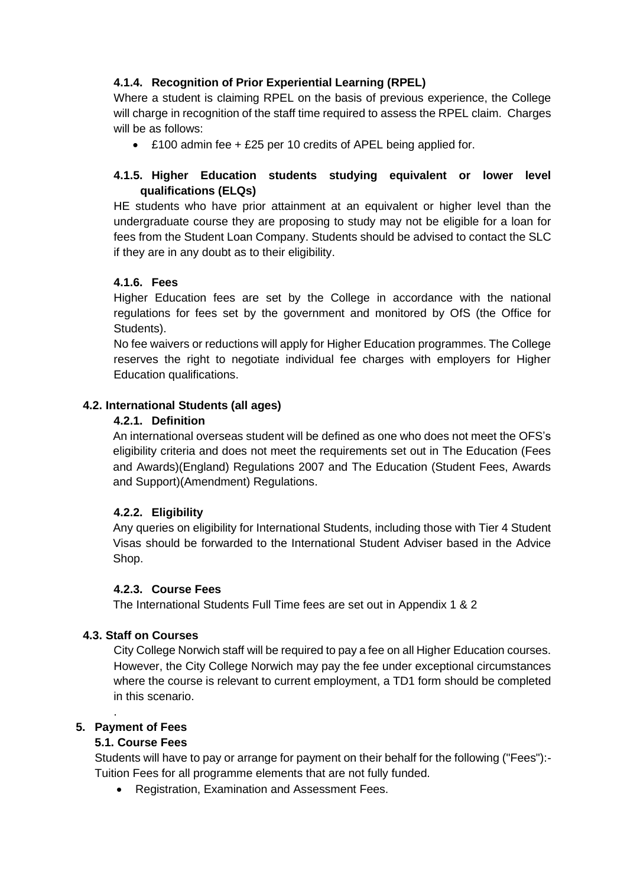#### 4.1.4. Recognition of Prior Experiential Learning (RPEL)

Where a student is claiming RPEL on the basis of previous experience, the College will charge in recognition of the staff time required to assess the RPEL claim. Charges will be as follows:

- £100 admin fee + £25 per 10 credits of APEL being applied for.

#### 4.1.5. Higher Education students studying equivalent or lower level qualifications (ELQs)

HE students who have prior attainment at an equivalent or higher level than the undergraduate course they are proposing to study may not be eligible for a loan for fees from the Student Loan Company. Students should be advised to contact the SLC if they are in any doubt as to their eligibility.

#### 4.1.6. Fees

Higher Education fees are set by the College in accordance with the national regulations for fees set by the government and monitored by OfS (the Office for Students).

No fee waivers or reductions will apply for Higher Education programmes. The College reserves the right to negotiate individual fee charges with employers for Higher Education qualifications.

### 4.2. International Students (all ages)

#### 4.2.1. Definition

An international overseas student will be defined as one who does not meet the OFS's eligibility criteria and does not meet the requirements set out in The Education (Fees and Awards)(England) Regulations 2007 and The Education (Student Fees, Awards and Support)(Amendment) Regulations.

#### 4.2.2. Eligibility

Any queries on eligibility for International Students, including those with Tier 4 Student Visas should be forwarded to the International Student Adviser based in the Advice Shop.

#### 4.2.3. Course Fees

The International Students Full Time fees are set out in Appendix 1 & 2

### 4.3. Staff on Courses

City College Norwich staff will be required to pay a fee on all Higher Education courses. However, the City College Norwich may pay the fee under exceptional circumstances where the course is relevant to current employment, a TD1 form should be completed in this scenario.

.

## 5. Payment of Fees

### 5.1. Course Fees

Students will have to pay or arrange for payment on their behalf for the following ("Fees"):- Tuition Fees for all programme elements that are not fully funded.

- Registration, Examination and Assessment Fees.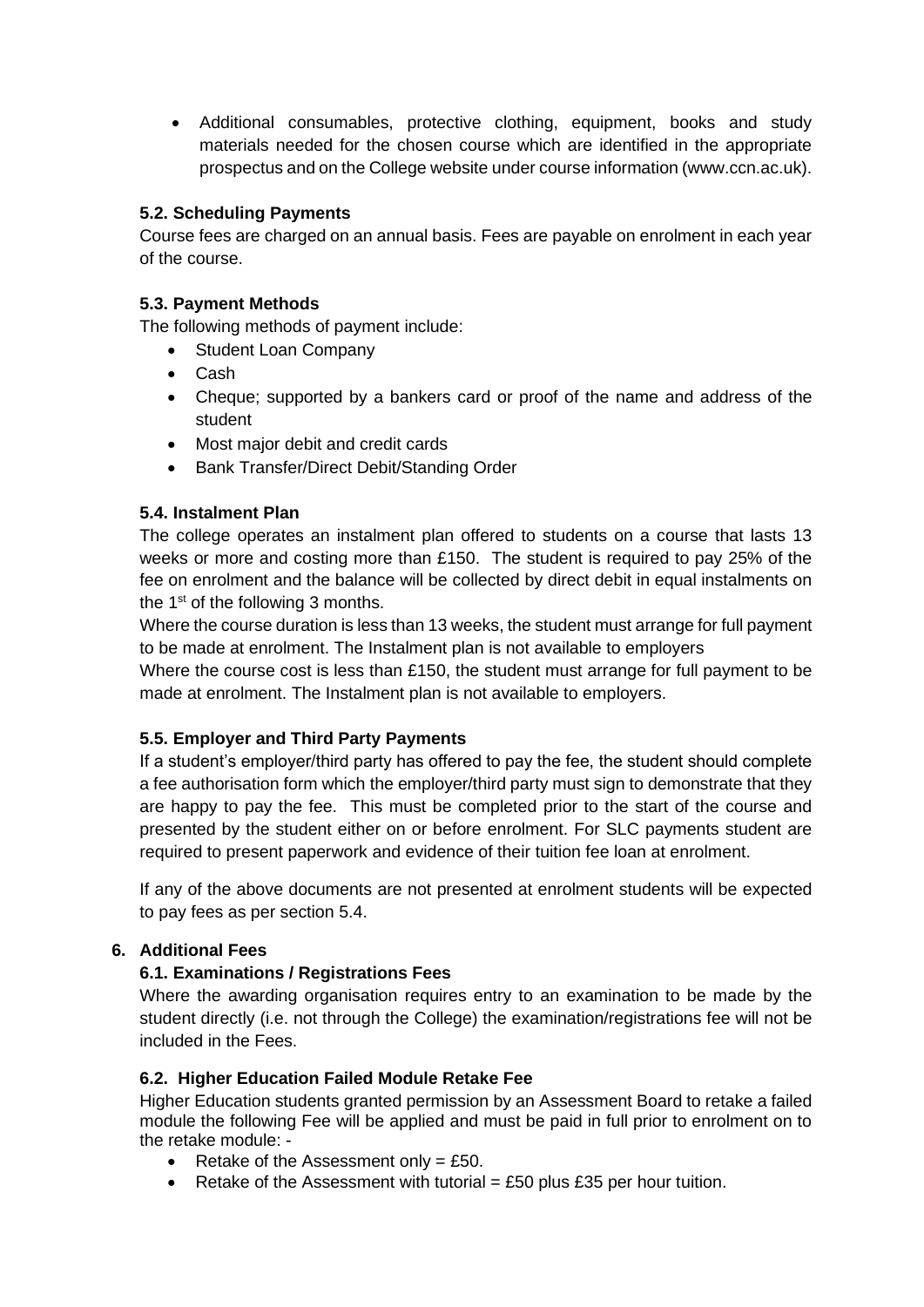- Additional consumables, protective clothing, equipment, books and study materials needed for the chosen course which are identified in the appropriate prospectus and on the College website under course information (www.ccn.ac.uk).

### 5.2. Scheduling Payments

Course fees are charged on an annual basis. Fees are payable on enrolment in each year of the course.

### 5.3. Payment Methods

The following methods of payment include:

- Student Loan Company
- Cash
- Cheque; supported by a bankers card or proof of the name and address of the student
- Most major debit and credit cards
- Bank Transfer/Direct Debit/Standing Order

### 5.4. Instalment Plan

The college operates an instalment plan offered to students on a course that lasts 13 weeks or more and costing more than £150. The student is required to pay 25% of the fee on enrolment and the balance will be collected by direct debit in equal instalments on the 1st of the following 3 months.

Where the course duration is less than 13 weeks, the student must arrange for full payment to be made at enrolment. The Instalment plan is not available to employers

Where the course cost is less than £150, the student must arrange for full payment to be made at enrolment. The Instalment plan is not available to employers.

### 5.5. Employer and Third Party Payments

If a student's employer/third party has offered to pay the fee, the student should complete a fee authorisation form which the employer/third party must sign to demonstrate that they are happy to pay the fee. This must be completed prior to the start of the course and presented by the student either on or before enrolment. For SLC payments student are required to present paperwork and evidence of their tuition fee loan at enrolment.

If any of the above documents are not presented at enrolment students will be expected to pay fees as per section 5.4.

## 6. Additional Fees

### 6.1. Examinations / Registrations Fees

Where the awarding organisation requires entry to an examination to be made by the student directly (i.e. not through the College) the examination/registrations fee will not be included in the Fees.

### 6.2. Higher Education Failed Module Retake Fee

Higher Education students granted permission by an Assessment Board to retake a failed module the following Fee will be applied and must be paid in full prior to enrolment on to the retake module: -

- Retake of the Assessment only = £50.
- Retake of the Assessment with tutorial = £50 plus £35 per hour tuition.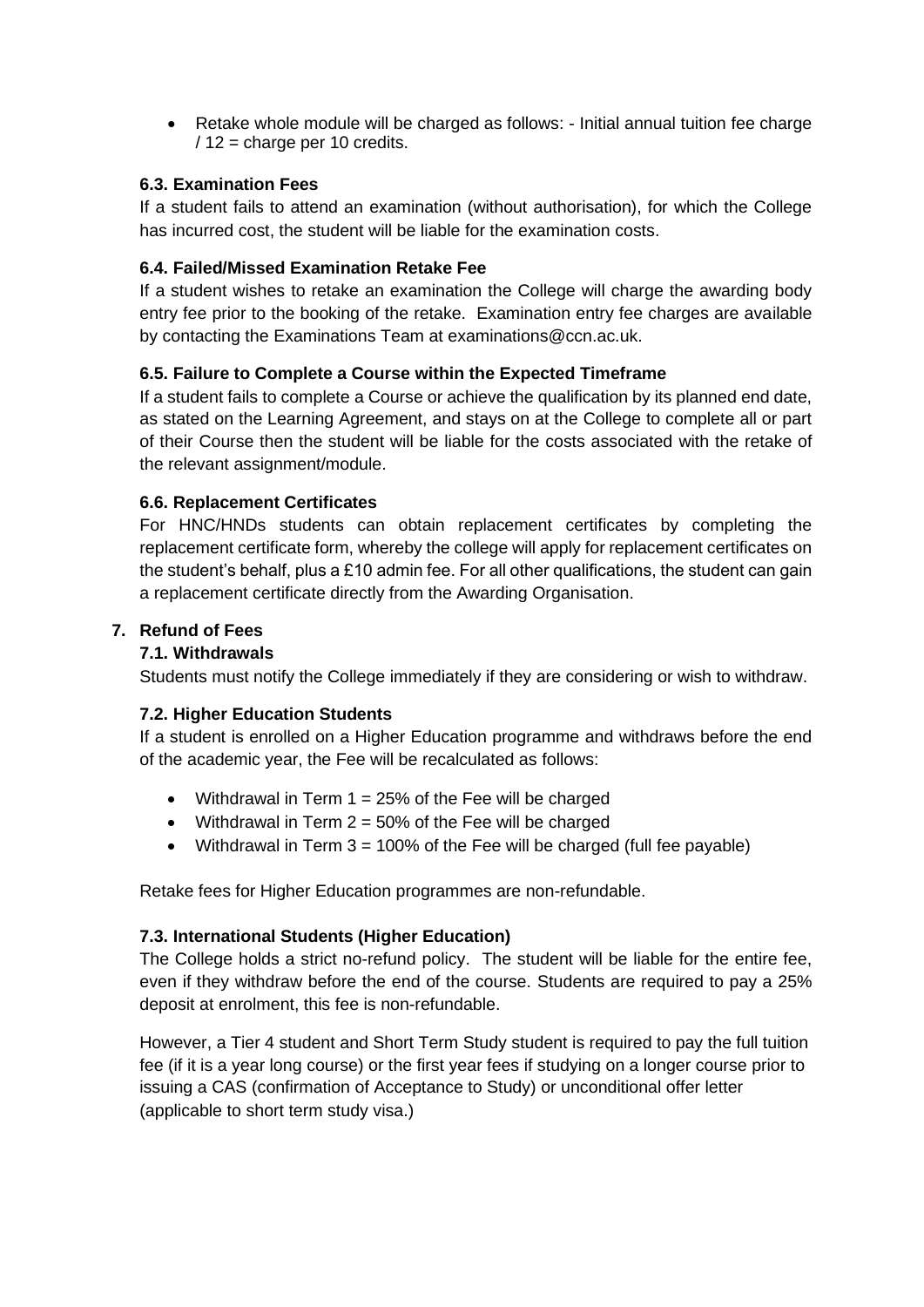- Retake whole module will be charged as follows: - Initial annual tuition fee charge / 12 = charge per 10 credits.

### 6.3. Examination Fees

If a student fails to attend an examination (without authorisation), for which the College has incurred cost, the student will be liable for the examination costs.

### 6.4. Failed/Missed Examination Retake Fee

If a student wishes to retake an examination the College will charge the awarding body entry fee prior to the booking of the retake. Examination entry fee charges are available by contacting the Examinations Team at examinations@ccn.ac.uk.

### 6.5. Failure to Complete a Course within the Expected Timeframe

If a student fails to complete a Course or achieve the qualification by its planned end date, as stated on the Learning Agreement, and stays on at the College to complete all or part of their Course then the student will be liable for the costs associated with the retake of the relevant assignment/module.

### 6.6. Replacement Certificates

For HNC/HNDs students can obtain replacement certificates by completing the replacement certificate form, whereby the college will apply for replacement certificates on the student's behalf, plus a £10 admin fee. For all other qualifications, the student can gain a replacement certificate directly from the Awarding Organisation.

## 7. Refund of Fees

### 7.1. Withdrawals

Students must notify the College immediately if they are considering or wish to withdraw.

### 7.2. Higher Education Students

If a student is enrolled on a Higher Education programme and withdraws before the end of the academic year, the Fee will be recalculated as follows:

- Withdrawal in Term 1 = 25% of the Fee will be charged
- Withdrawal in Term 2 = 50% of the Fee will be charged
- Withdrawal in Term 3 = 100% of the Fee will be charged (full fee payable)

Retake fees for Higher Education programmes are non-refundable.

### 7.3. International Students (Higher Education)

The College holds a strict no-refund policy. The student will be liable for the entire fee, even if they withdraw before the end of the course. Students are required to pay a 25% deposit at enrolment, this fee is non-refundable.

However, a Tier 4 student and Short Term Study student is required to pay the full tuition fee (if it is a year long course) or the first year fees if studying on a longer course prior to issuing a CAS (confirmation of Acceptance to Study) or unconditional offer letter (applicable to short term study visa.)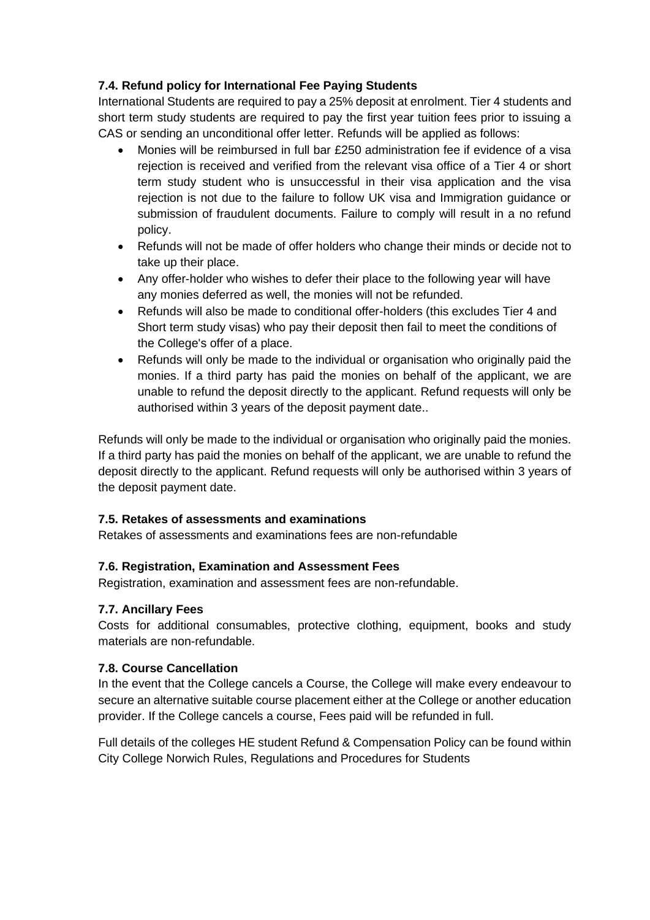### 7.4. Refund policy for International Fee Paying Students

International Students are required to pay a 25% deposit at enrolment. Tier 4 students and short term study students are required to pay the first year tuition fees prior to issuing a CAS or sending an unconditional offer letter. Refunds will be applied as follows:

- Monies will be reimbursed in full bar £250 administration fee if evidence of a visa rejection is received and verified from the relevant visa office of a Tier 4 or short term study student who is unsuccessful in their visa application and the visa rejection is not due to the failure to follow UK visa and Immigration guidance or submission of fraudulent documents. Failure to comply will result in a no refund policy.
- Refunds will not be made of offer holders who change their minds or decide not to take up their place.
- Any offer-holder who wishes to defer their place to the following year will have any monies deferred as well, the monies will not be refunded.
- Refunds will also be made to conditional offer-holders (this excludes Tier 4 and Short term study visas) who pay their deposit then fail to meet the conditions of the College's offer of a place.
- Refunds will only be made to the individual or organisation who originally paid the monies. If a third party has paid the monies on behalf of the applicant, we are unable to refund the deposit directly to the applicant. Refund requests will only be authorised within 3 years of the deposit payment date..

Refunds will only be made to the individual or organisation who originally paid the monies. If a third party has paid the monies on behalf of the applicant, we are unable to refund the deposit directly to the applicant. Refund requests will only be authorised within 3 years of the deposit payment date.

### 7.5. Retakes of assessments and examinations

Retakes of assessments and examinations fees are non-refundable

### 7.6. Registration, Examination and Assessment Fees

Registration, examination and assessment fees are non-refundable.

### 7.7. Ancillary Fees

Costs for additional consumables, protective clothing, equipment, books and study materials are non-refundable.

### 7.8. Course Cancellation

In the event that the College cancels a Course, the College will make every endeavour to secure an alternative suitable course placement either at the College or another education provider. If the College cancels a course, Fees paid will be refunded in full.

Full details of the colleges HE student Refund & Compensation Policy can be found within City College Norwich Rules, Regulations and Procedures for Students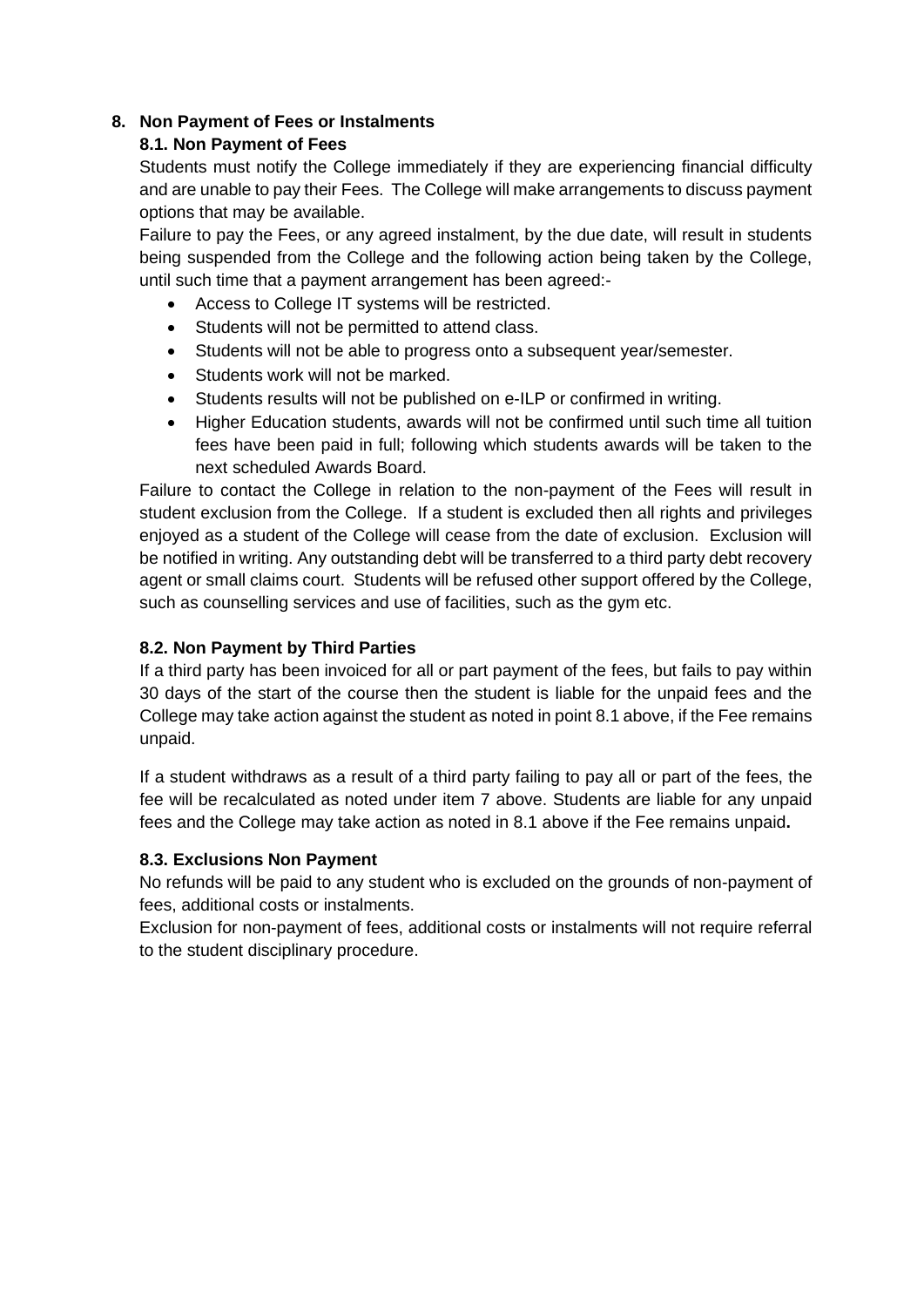## 8. Non Payment of Fees or Instalments

### 8.1. Non Payment of Fees

Students must notify the College immediately if they are experiencing financial difficulty and are unable to pay their Fees. The College will make arrangements to discuss payment options that may be available.

Failure to pay the Fees, or any agreed instalment, by the due date, will result in students being suspended from the College and the following action being taken by the College, until such time that a payment arrangement has been agreed:-

- Access to College IT systems will be restricted.
- Students will not be permitted to attend class.
- Students will not be able to progress onto a subsequent year/semester.
- Students work will not be marked.
- Students results will not be published on e-ILP or confirmed in writing.
- Higher Education students, awards will not be confirmed until such time all tuition fees have been paid in full; following which students awards will be taken to the next scheduled Awards Board.

Failure to contact the College in relation to the non-payment of the Fees will result in student exclusion from the College. If a student is excluded then all rights and privileges enjoyed as a student of the College will cease from the date of exclusion. Exclusion will be notified in writing. Any outstanding debt will be transferred to a third party debt recovery agent or small claims court. Students will be refused other support offered by the College, such as counselling services and use of facilities, such as the gym etc.

### 8.2. Non Payment by Third Parties

If a third party has been invoiced for all or part payment of the fees, but fails to pay within 30 days of the start of the course then the student is liable for the unpaid fees and the College may take action against the student as noted in point 8.1 above, if the Fee remains unpaid.

If a student withdraws as a result of a third party failing to pay all or part of the fees, the fee will be recalculated as noted under item 7 above. Students are liable for any unpaid fees and the College may take action as noted in 8.1 above if the Fee remains unpaid**.**

### 8.3. Exclusions Non Payment

No refunds will be paid to any student who is excluded on the grounds of non-payment of fees, additional costs or instalments.

Exclusion for non-payment of fees, additional costs or instalments will not require referral to the student disciplinary procedure.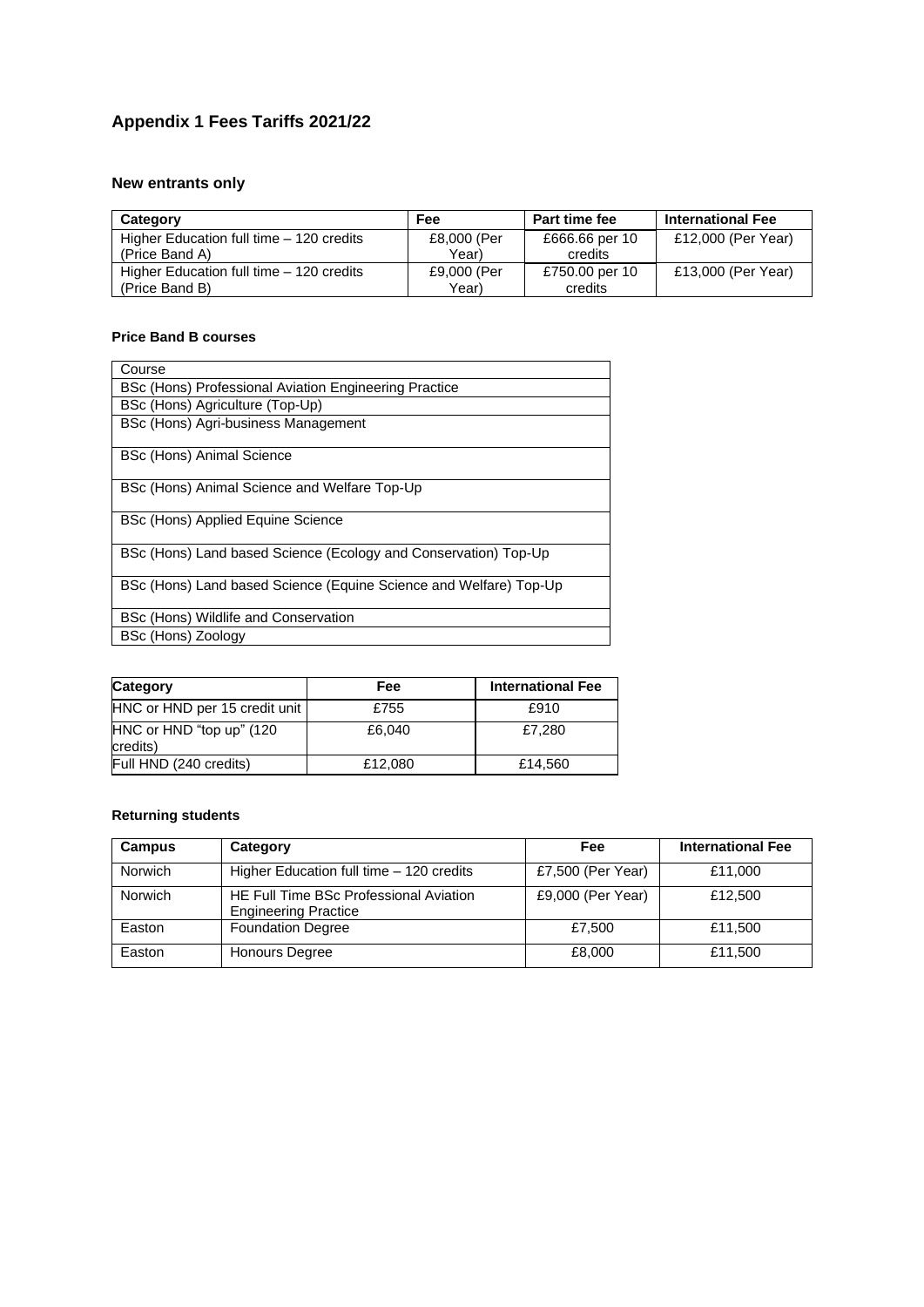## Appendix 1 Fees Tariffs 2021/22

### New entrants only

| Category | Fee | Part time fee | International Fee |
| --- | --- | --- | --- |
| Higher Education full time – 120 credits (Price Band A) | £8,000 (Per Year) | £666.66 per 10 credits | £12,000 (Per Year) |
| Higher Education full time – 120 credits (Price Band B) | £9,000 (Per Year) | £750.00 per 10 credits | £13,000 (Per Year) |

#### Price Band B courses

| Course |
| --- |
| BSc (Hons) Professional Aviation Engineering Practice |
| BSc (Hons) Agriculture (Top-Up) |
| BSc (Hons) Agri-business Management |
| BSc (Hons) Animal Science |
| BSc (Hons) Animal Science and Welfare Top-Up |
| BSc (Hons) Applied Equine Science |
| BSc (Hons) Land based Science (Ecology and Conservation) Top-Up |
| BSc (Hons) Land based Science (Equine Science and Welfare) Top-Up |
| BSc (Hons) Wildlife and Conservation |
| BSc (Hons) Zoology |

| Category | Fee | International Fee |
| --- | --- | --- |
| HNC or HND per 15 credit unit | £755 | £910 |
| HNC or HND "top up" (120 credits) | £6,040 | £7,280 |
| Full HND (240 credits) | £12,080 | £14,560 |

#### Returning students

| Campus | Category | Fee | International Fee |
| --- | --- | --- | --- |
| Norwich | Higher Education full time – 120 credits | £7,500 (Per Year) | £11,000 |
| Norwich | HE Full Time BSc Professional Aviation Engineering Practice | £9,000 (Per Year) | £12,500 |
| Easton | Foundation Degree | £7,500 | £11,500 |
| Easton | Honours Degree | £8,000 | £11,500 |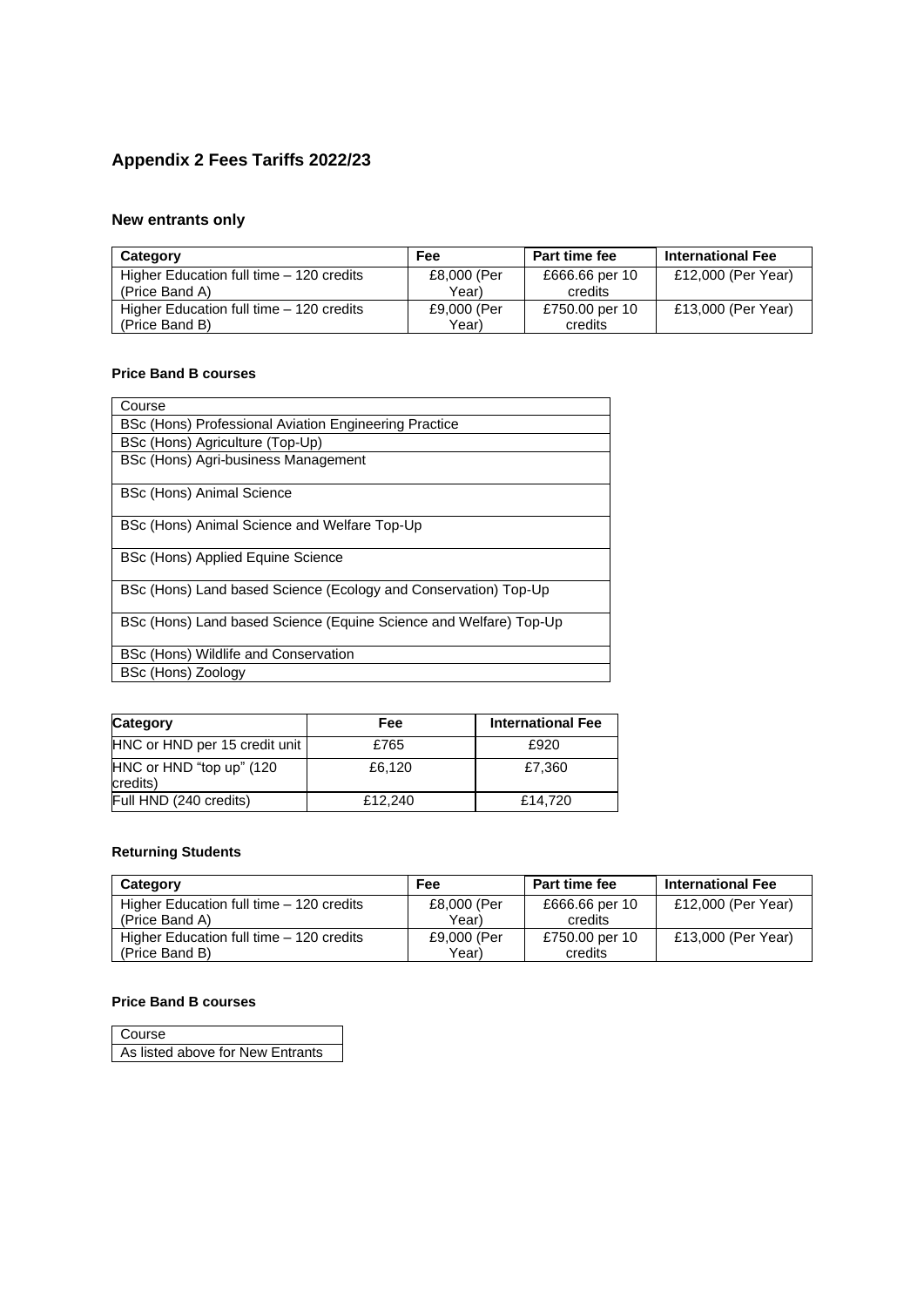## Appendix 2 Fees Tariffs 2022/23

### New entrants only

| Category | Fee | Part time fee | International Fee |
|---|---|---|---|
| Higher Education full time – 120 credits (Price Band A) | £8,000 (Per Year) | £666.66 per 10 credits | £12,000 (Per Year) |
| Higher Education full time – 120 credits (Price Band B) | £9,000 (Per Year) | £750.00 per 10 credits | £13,000 (Per Year) |

#### Price Band B courses

| Course |
|---|
| BSc (Hons) Professional Aviation Engineering Practice |
| BSc (Hons) Agriculture (Top-Up) |
| BSc (Hons) Agri-business Management |
| BSc (Hons) Animal Science |
| BSc (Hons) Animal Science and Welfare Top-Up |
| BSc (Hons) Applied Equine Science |
| BSc (Hons) Land based Science (Ecology and Conservation) Top-Up |
| BSc (Hons) Land based Science (Equine Science and Welfare) Top-Up |
| BSc (Hons) Wildlife and Conservation |
| BSc (Hons) Zoology |

| Category | Fee | International Fee |
|---|---|---|
| HNC or HND per 15 credit unit | £765 | £920 |
| HNC or HND "top up" (120 credits) | £6,120 | £7,360 |
| Full HND (240 credits) | £12,240 | £14,720 |

#### Returning Students

| Category | Fee | Part time fee | International Fee |
|---|---|---|---|
| Higher Education full time – 120 credits (Price Band A) | £8,000 (Per Year) | £666.66 per 10 credits | £12,000 (Per Year) |
| Higher Education full time – 120 credits (Price Band B) | £9,000 (Per Year) | £750.00 per 10 credits | £13,000 (Per Year) |

#### Price Band B courses

| Course |
|---|
| As listed above for New Entrants |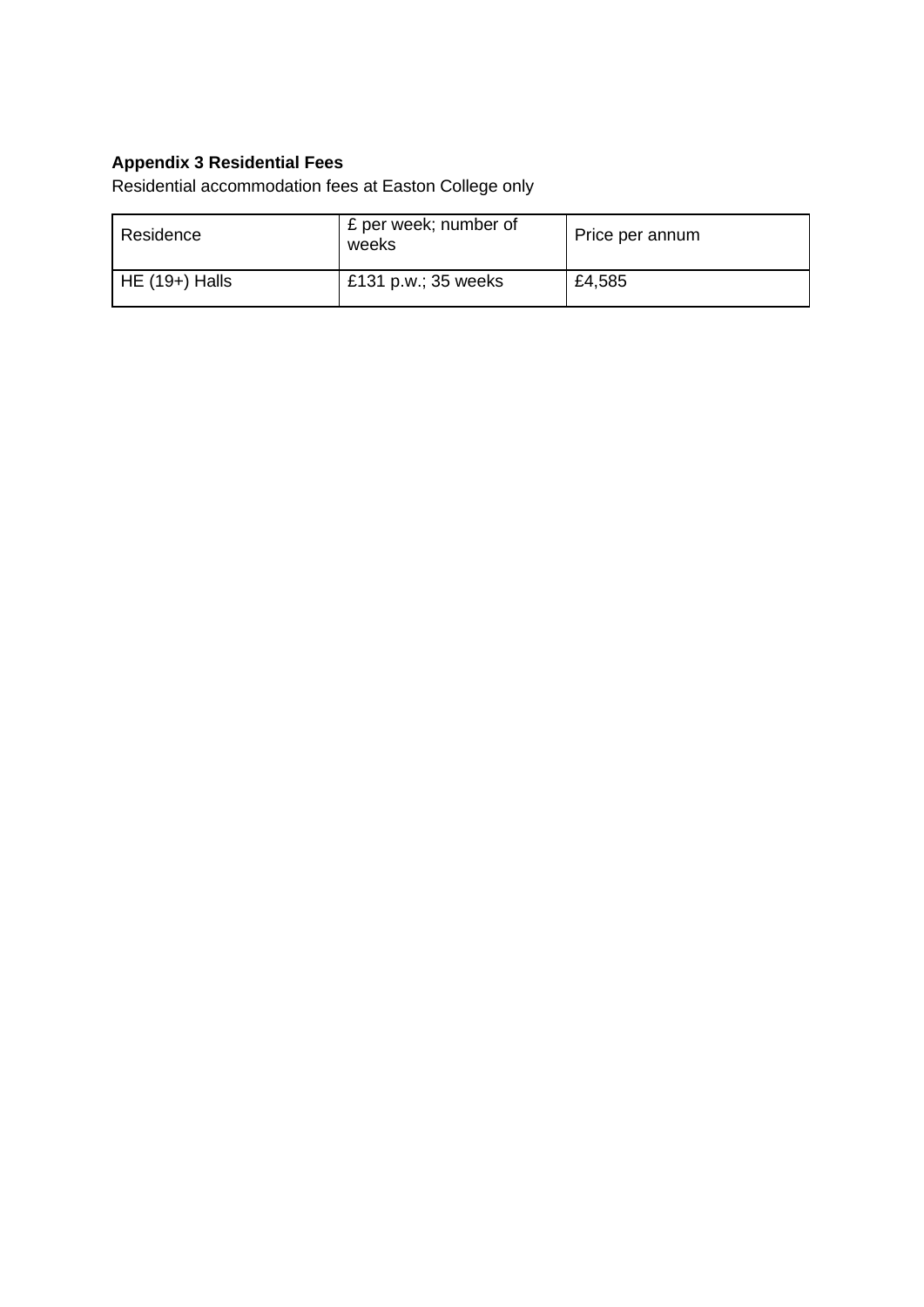**Appendix 3 Residential Fees**

Residential accommodation fees at Easton College only

| Residence | £ per week; number of weeks | Price per annum |
|---|---|---|
| HE (19+) Halls | £131 p.w.; 35 weeks | £4,585 |